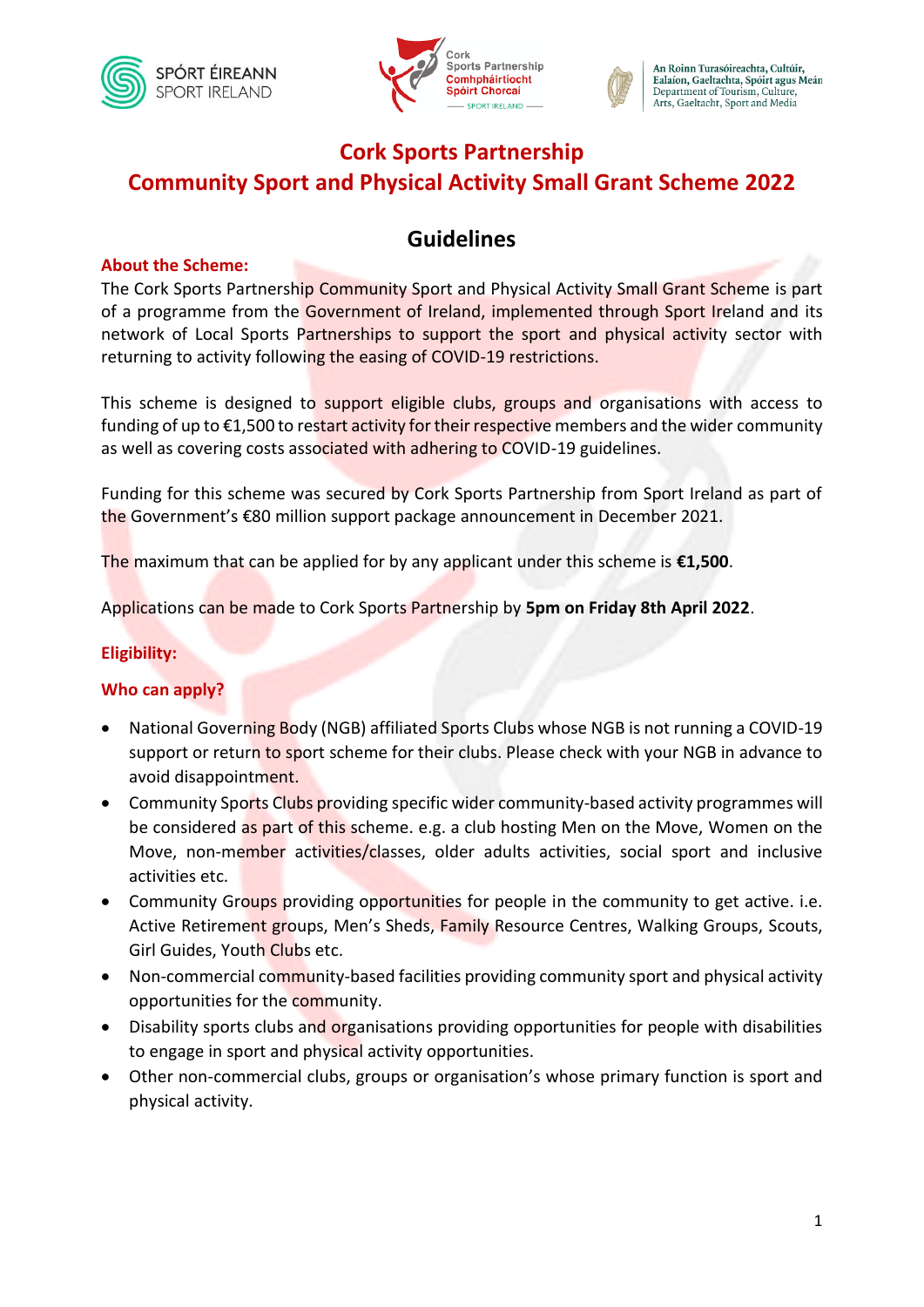# Cork Sports Partnership
# Community Sport and Physical Activity Small Grant Scheme 2022

## Guidelines

### About the Scheme:

The Cork Sports Partnership Community Sport and Physical Activity Small Grant Scheme is part of a programme from the Government of Ireland, implemented through Sport Ireland and its network of Local Sports Partnerships to support the sport and physical activity sector with returning to activity following the easing of COVID-19 restrictions.

This scheme is designed to support eligible clubs, groups and organisations with access to funding of up to €1,500 to restart activity for their respective members and the wider community as well as covering costs associated with adhering to COVID-19 guidelines.

Funding for this scheme was secured by Cork Sports Partnership from Sport Ireland as part of the Government's €80 million support package announcement in December 2021.

The maximum that can be applied for by any applicant under this scheme is **€1,500**.

Applications can be made to Cork Sports Partnership by **5pm on Friday 8th April 2022**.

### Eligibility:

### Who can apply?

- National Governing Body (NGB) affiliated Sports Clubs whose NGB is not running a COVID-19 support or return to sport scheme for their clubs. Please check with your NGB in advance to avoid disappointment.
- Community Sports Clubs providing specific wider community-based activity programmes will be considered as part of this scheme. e.g. a club hosting Men on the Move, Women on the Move, non-member activities/classes, older adults activities, social sport and inclusive activities etc.
- Community Groups providing opportunities for people in the community to get active. i.e. Active Retirement groups, Men's Sheds, Family Resource Centres, Walking Groups, Scouts, Girl Guides, Youth Clubs etc.
- Non-commercial community-based facilities providing community sport and physical activity opportunities for the community.
- Disability sports clubs and organisations providing opportunities for people with disabilities to engage in sport and physical activity opportunities.
- Other non-commercial clubs, groups or organisation's whose primary function is sport and physical activity.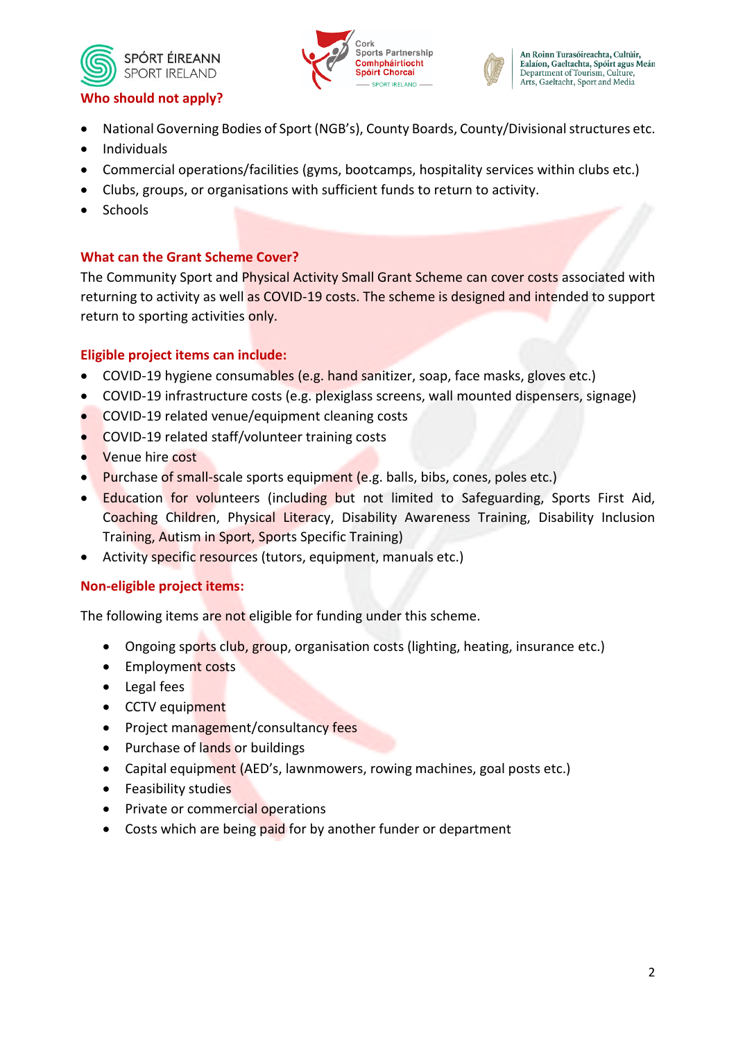## Who should not apply?

- National Governing Bodies of Sport (NGB's), County Boards, County/Divisional structures etc.
- Individuals
- Commercial operations/facilities (gyms, bootcamps, hospitality services within clubs etc.)
- Clubs, groups, or organisations with sufficient funds to return to activity.
- Schools

## What can the Grant Scheme Cover?

The Community Sport and Physical Activity Small Grant Scheme can cover costs associated with returning to activity as well as COVID-19 costs. The scheme is designed and intended to support return to sporting activities only.

## Eligible project items can include:

- COVID-19 hygiene consumables (e.g. hand sanitizer, soap, face masks, gloves etc.)
- COVID-19 infrastructure costs (e.g. plexiglass screens, wall mounted dispensers, signage)
- COVID-19 related venue/equipment cleaning costs
- COVID-19 related staff/volunteer training costs
- Venue hire cost
- Purchase of small-scale sports equipment (e.g. balls, bibs, cones, poles etc.)
- Education for volunteers (including but not limited to Safeguarding, Sports First Aid, Coaching Children, Physical Literacy, Disability Awareness Training, Disability Inclusion Training, Autism in Sport, Sports Specific Training)
- Activity specific resources (tutors, equipment, manuals etc.)

## Non-eligible project items:

The following items are not eligible for funding under this scheme.

- Ongoing sports club, group, organisation costs (lighting, heating, insurance etc.)
- Employment costs
- Legal fees
- CCTV equipment
- Project management/consultancy fees
- Purchase of lands or buildings
- Capital equipment (AED's, lawnmowers, rowing machines, goal posts etc.)
- Feasibility studies
- Private or commercial operations
- Costs which are being paid for by another funder or department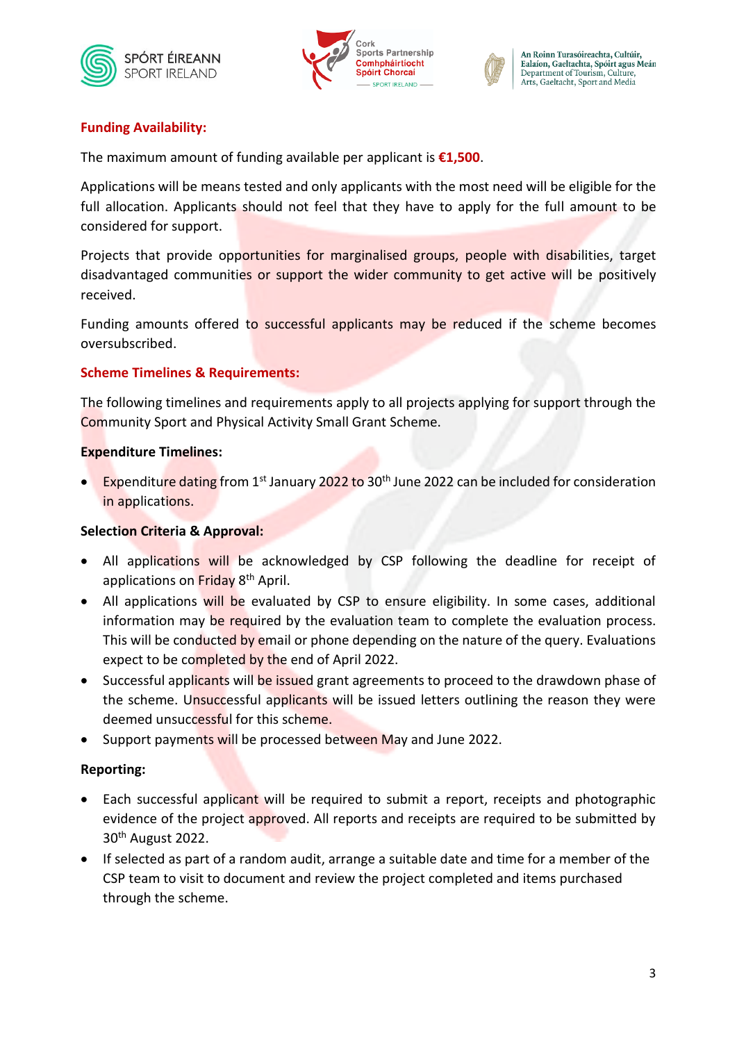**Funding Availability:**

The maximum amount of funding available per applicant is **€1,500**.

Applications will be means tested and only applicants with the most need will be eligible for the full allocation. Applicants should not feel that they have to apply for the full amount to be considered for support.

Projects that provide opportunities for marginalised groups, people with disabilities, target disadvantaged communities or support the wider community to get active will be positively received.

Funding amounts offered to successful applicants may be reduced if the scheme becomes oversubscribed.

**Scheme Timelines & Requirements:**

The following timelines and requirements apply to all projects applying for support through the Community Sport and Physical Activity Small Grant Scheme.

**Expenditure Timelines:**

- Expenditure dating from 1st January 2022 to 30th June 2022 can be included for consideration in applications.

**Selection Criteria & Approval:**

- All applications will be acknowledged by CSP following the deadline for receipt of applications on Friday 8th April.
- All applications will be evaluated by CSP to ensure eligibility. In some cases, additional information may be required by the evaluation team to complete the evaluation process. This will be conducted by email or phone depending on the nature of the query. Evaluations expect to be completed by the end of April 2022.
- Successful applicants will be issued grant agreements to proceed to the drawdown phase of the scheme. Unsuccessful applicants will be issued letters outlining the reason they were deemed unsuccessful for this scheme.
- Support payments will be processed between May and June 2022.

**Reporting:**

- Each successful applicant will be required to submit a report, receipts and photographic evidence of the project approved. All reports and receipts are required to be submitted by 30th August 2022.
- If selected as part of a random audit, arrange a suitable date and time for a member of the CSP team to visit to document and review the project completed and items purchased through the scheme.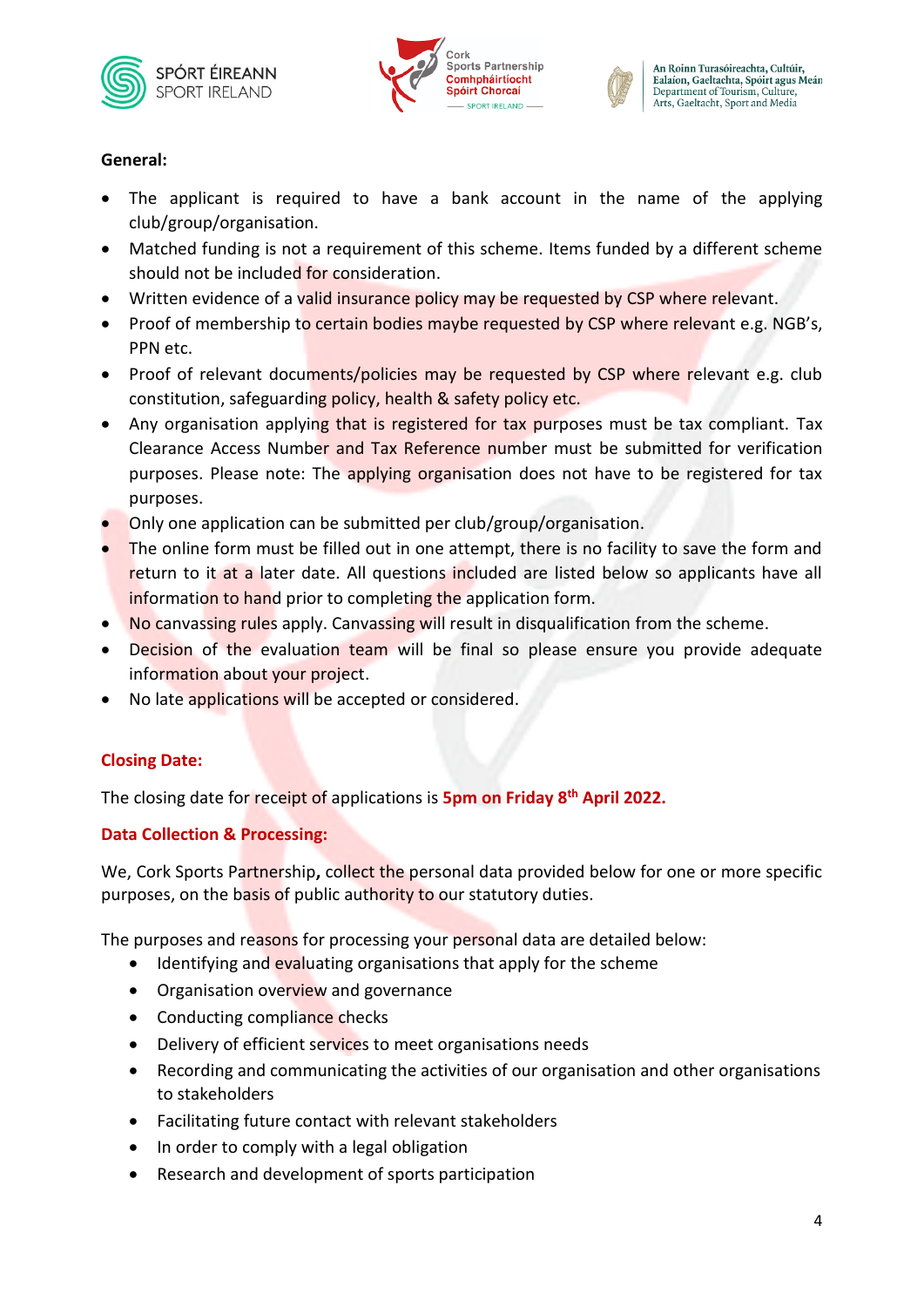**General:**

- The applicant is required to have a bank account in the name of the applying club/group/organisation.
- Matched funding is not a requirement of this scheme. Items funded by a different scheme should not be included for consideration.
- Written evidence of a valid insurance policy may be requested by CSP where relevant.
- Proof of membership to certain bodies maybe requested by CSP where relevant e.g. NGB's, PPN etc.
- Proof of relevant documents/policies may be requested by CSP where relevant e.g. club constitution, safeguarding policy, health & safety policy etc.
- Any organisation applying that is registered for tax purposes must be tax compliant. Tax Clearance Access Number and Tax Reference number must be submitted for verification purposes. Please note: The applying organisation does not have to be registered for tax purposes.
- Only one application can be submitted per club/group/organisation.
- The online form must be filled out in one attempt, there is no facility to save the form and return to it at a later date. All questions included are listed below so applicants have all information to hand prior to completing the application form.
- No canvassing rules apply. Canvassing will result in disqualification from the scheme.
- Decision of the evaluation team will be final so please ensure you provide adequate information about your project.
- No late applications will be accepted or considered.

**Closing Date:**

The closing date for receipt of applications is **5pm on Friday 8th April 2022.**

**Data Collection & Processing:**

We, Cork Sports Partnership**,** collect the personal data provided below for one or more specific purposes, on the basis of public authority to our statutory duties.

The purposes and reasons for processing your personal data are detailed below:

- Identifying and evaluating organisations that apply for the scheme
- Organisation overview and governance
- Conducting compliance checks
- Delivery of efficient services to meet organisations needs
- Recording and communicating the activities of our organisation and other organisations to stakeholders
- Facilitating future contact with relevant stakeholders
- In order to comply with a legal obligation
- Research and development of sports participation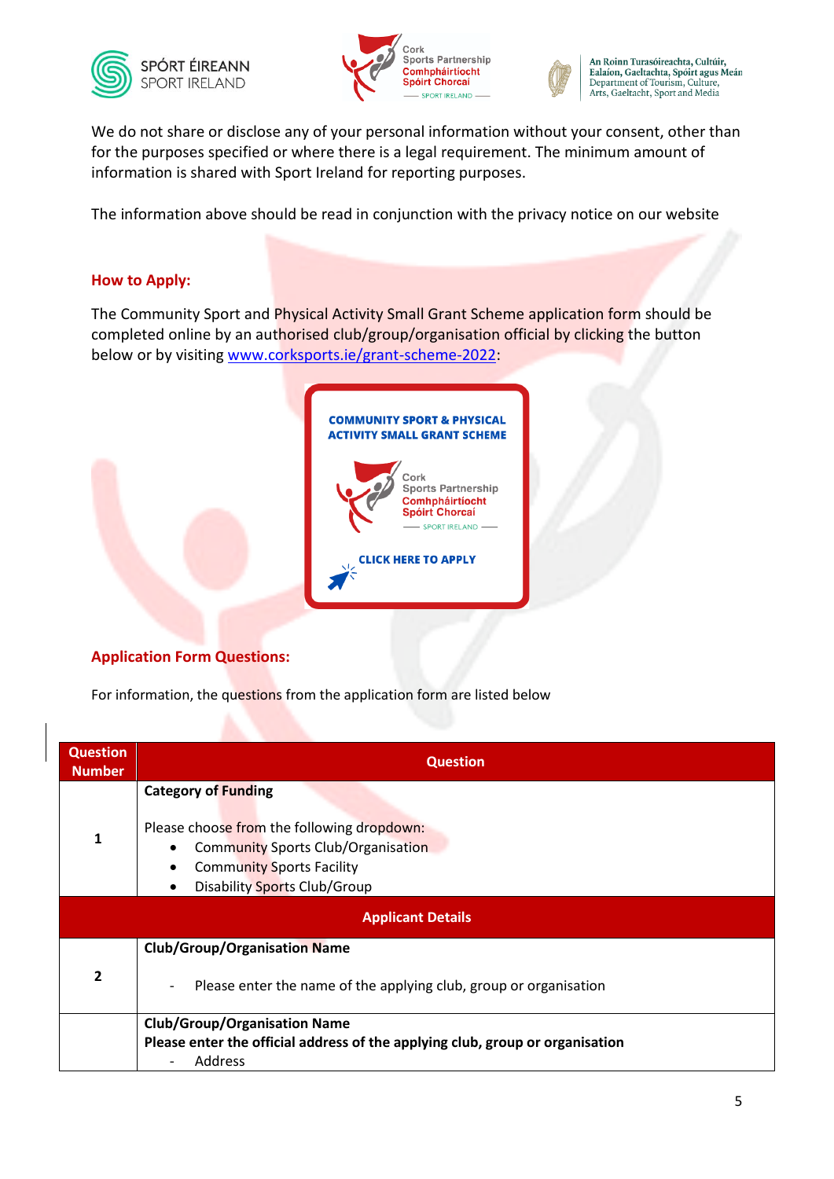We do not share or disclose any of your personal information without your consent, other than for the purposes specified or where there is a legal requirement. The minimum amount of information is shared with Sport Ireland for reporting purposes.

The information above should be read in conjunction with the privacy notice on our website

## How to Apply:

The Community Sport and Physical Activity Small Grant Scheme application form should be completed online by an authorised club/group/organisation official by clicking the button below or by visiting [www.corksports.ie/grant-scheme-2022](www.corksports.ie/grant-scheme-2022):

COMMUNITY SPORT & PHYSICAL ACTIVITY SMALL GRANT SCHEME

CLICK HERE TO APPLY

## Application Form Questions:

For information, the questions from the application form are listed below

| Question Number | Question |
|---|---|
| 1 | **Category of Funding**<br><br>Please choose from the following dropdown:<br>• Community Sports Club/Organisation<br>• Community Sports Facility<br>• Disability Sports Club/Group |
| **Applicant Details** | |
| 2 | **Club/Group/Organisation Name**<br><br>- Please enter the name of the applying club, group or organisation |
| | **Club/Group/Organisation Name**<br>**Please enter the official address of the applying club, group or organisation**<br>- Address |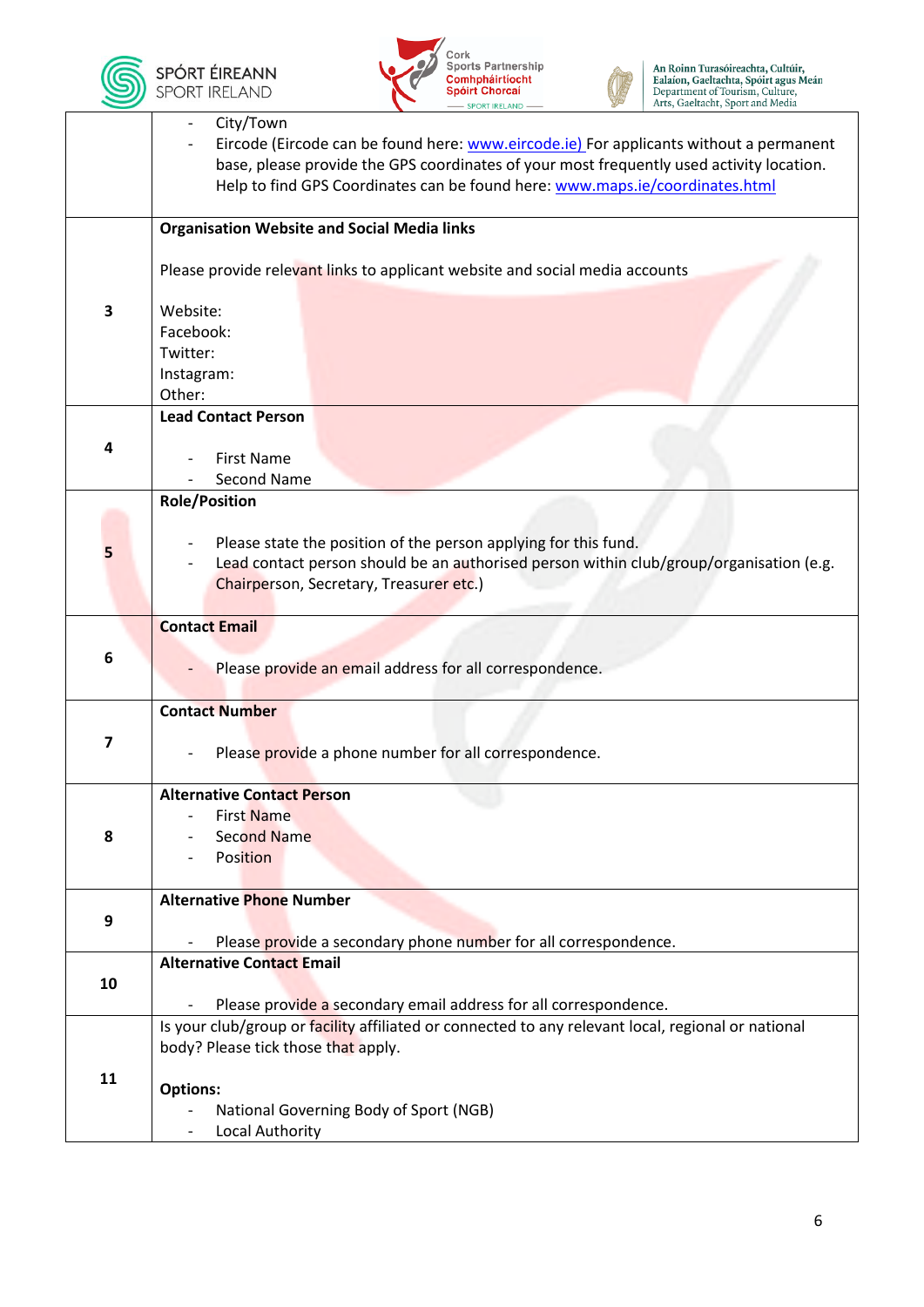| | |
|---|---|
| | - City/Town<br>- Eircode (Eircode can be found here: www.eircode.ie) For applicants without a permanent base, please provide the GPS coordinates of your most frequently used activity location. Help to find GPS Coordinates can be found here: www.maps.ie/coordinates.html |
| 3 | **Organisation Website and Social Media links**<br><br>Please provide relevant links to applicant website and social media accounts<br><br>Website:<br>Facebook:<br>Twitter:<br>Instagram:<br>Other: |
| 4 | **Lead Contact Person**<br><br>- First Name<br>- Second Name |
| 5 | **Role/Position**<br><br>- Please state the position of the person applying for this fund.<br>- Lead contact person should be an authorised person within club/group/organisation (e.g. Chairperson, Secretary, Treasurer etc.) |
| 6 | **Contact Email**<br><br>- Please provide an email address for all correspondence. |
| 7 | **Contact Number**<br><br>- Please provide a phone number for all correspondence. |
| 8 | **Alternative Contact Person**<br>- First Name<br>- Second Name<br>- Position |
| 9 | **Alternative Phone Number**<br><br>- Please provide a secondary phone number for all correspondence. |
| 10 | **Alternative Contact Email**<br><br>- Please provide a secondary email address for all correspondence. |
| 11 | Is your club/group or facility affiliated or connected to any relevant local, regional or national body? Please tick those that apply.<br><br>**Options:**<br>- National Governing Body of Sport (NGB)<br>- Local Authority |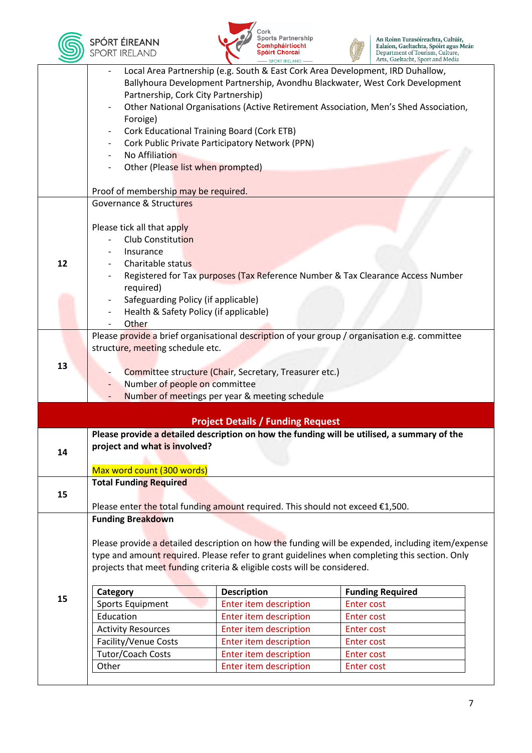| | |
|---|---|
| | - Local Area Partnership (e.g. South & East Cork Area Development, IRD Duhallow, Ballyhoura Development Partnership, Avondhu Blackwater, West Cork Development Partnership, Cork City Partnership)<br>- Other National Organisations (Active Retirement Association, Men's Shed Association, Foroige)<br>- Cork Educational Training Board (Cork ETB)<br>- Cork Public Private Participatory Network (PPN)<br>- No Affiliation<br>- Other (Please list when prompted)<br><br>Proof of membership may be required. |
| 12 | Governance & Structures<br><br>Please tick all that apply<br>- Club Constitution<br>- Insurance<br>- Charitable status<br>- Registered for Tax purposes (Tax Reference Number & Tax Clearance Access Number required)<br>- Safeguarding Policy (if applicable)<br>- Health & Safety Policy (if applicable)<br>- Other |
| 13 | Please provide a brief organisational description of your group / organisation e.g. committee structure, meeting schedule etc.<br><br>- Committee structure (Chair, Secretary, Treasurer etc.)<br>- Number of people on committee<br>- Number of meetings per year & meeting schedule |

## Project Details / Funding Request

| | |
|---|---|
| 14 | **Please provide a detailed description on how the funding will be utilised, a summary of the project and what is involved?**<br><br>Max word count (300 words) |
| 15 | **Total Funding Required**<br><br>Please enter the total funding amount required. This should not exceed €1,500. |
| 15 | **Funding Breakdown**<br><br>Please provide a detailed description on how the funding will be expended, including item/expense type and amount required. Please refer to grant guidelines when completing this section. Only projects that meet funding criteria & eligible costs will be considered. |

| Category | Description | Funding Required |
|---|---|---|
| Sports Equipment | Enter item description | Enter cost |
| Education | Enter item description | Enter cost |
| Activity Resources | Enter item description | Enter cost |
| Facility/Venue Costs | Enter item description | Enter cost |
| Tutor/Coach Costs | Enter item description | Enter cost |
| Other | Enter item description | Enter cost |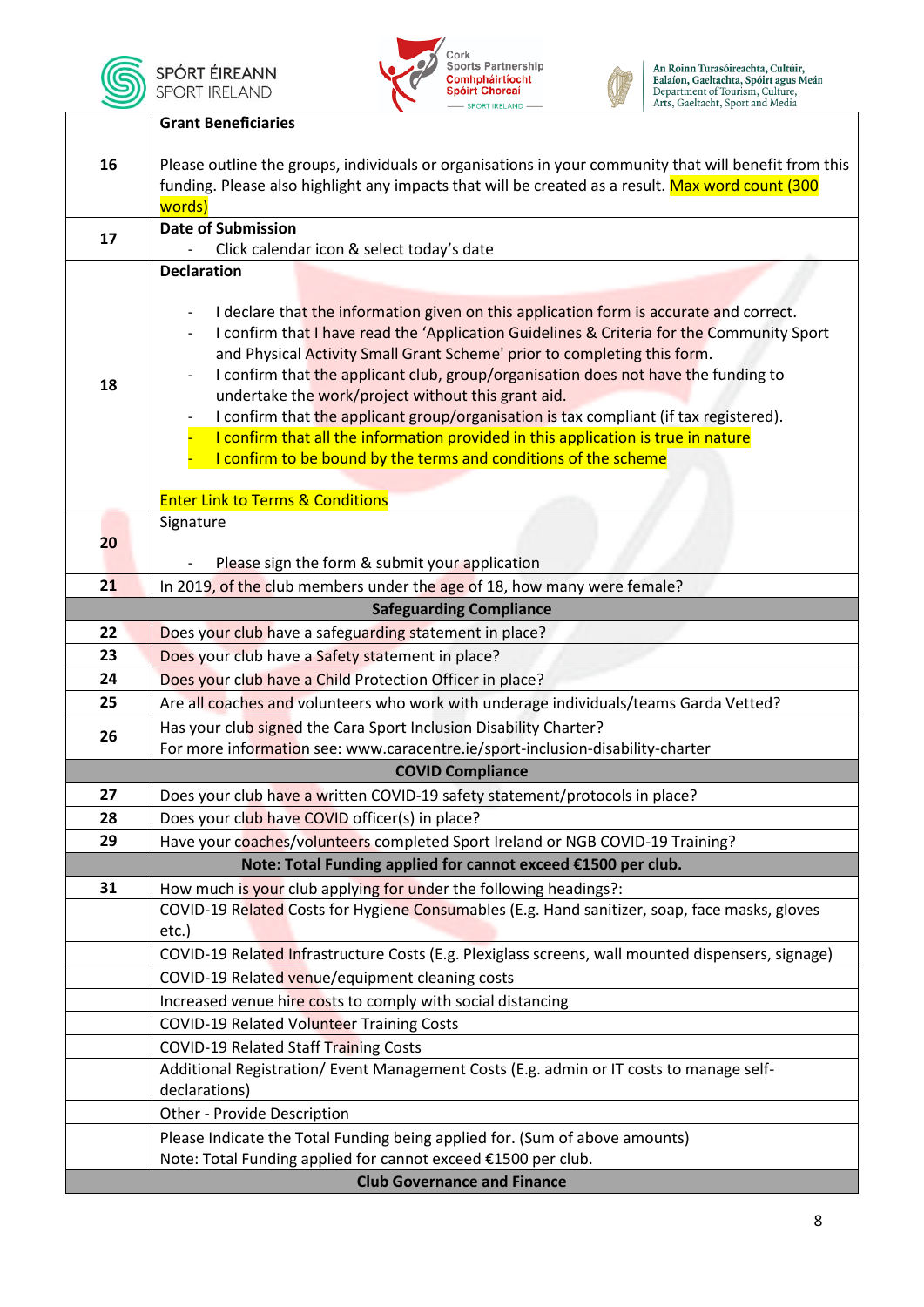| | |
|---|---|
| 16 | **Grant Beneficiaries**<br><br>Please outline the groups, individuals or organisations in your community that will benefit from this funding. Please also highlight any impacts that will be created as a result. Max word count (300 words) |
| 17 | **Date of Submission**<br>- Click calendar icon & select today's date |
| 18 | **Declaration**<br><br>- I declare that the information given on this application form is accurate and correct.<br>- I confirm that I have read the 'Application Guidelines & Criteria for the Community Sport and Physical Activity Small Grant Scheme' prior to completing this form.<br>- I confirm that the applicant club, group/organisation does not have the funding to undertake the work/project without this grant aid.<br>- I confirm that the applicant group/organisation is tax compliant (if tax registered).<br>- I confirm that all the information provided in this application is true in nature<br>- I confirm to be bound by the terms and conditions of the scheme<br><br>Enter Link to Terms & Conditions |
| 20 | Signature<br><br>- Please sign the form & submit your application |
| 21 | In 2019, of the club members under the age of 18, how many were female? |
| | **Safeguarding Compliance** |
| 22 | Does your club have a safeguarding statement in place? |
| 23 | Does your club have a Safety statement in place? |
| 24 | Does your club have a Child Protection Officer in place? |
| 25 | Are all coaches and volunteers who work with underage individuals/teams Garda Vetted? |
| 26 | Has your club signed the Cara Sport Inclusion Disability Charter?<br>For more information see: www.caracentre.ie/sport-inclusion-disability-charter |
| | **COVID Compliance** |
| 27 | Does your club have a written COVID-19 safety statement/protocols in place? |
| 28 | Does your club have COVID officer(s) in place? |
| 29 | Have your coaches/volunteers completed Sport Ireland or NGB COVID-19 Training? |
| | **Note: Total Funding applied for cannot exceed €1500 per club.** |
| 31 | How much is your club applying for under the following headings?: |
| | COVID-19 Related Costs for Hygiene Consumables (E.g. Hand sanitizer, soap, face masks, gloves etc.) |
| | COVID-19 Related Infrastructure Costs (E.g. Plexiglass screens, wall mounted dispensers, signage) |
| | COVID-19 Related venue/equipment cleaning costs |
| | Increased venue hire costs to comply with social distancing |
| | COVID-19 Related Volunteer Training Costs |
| | COVID-19 Related Staff Training Costs |
| | Additional Registration/ Event Management Costs (E.g. admin or IT costs to manage self-declarations) |
| | Other - Provide Description |
| | Please Indicate the Total Funding being applied for. (Sum of above amounts)<br>Note: Total Funding applied for cannot exceed €1500 per club. |
| | **Club Governance and Finance** |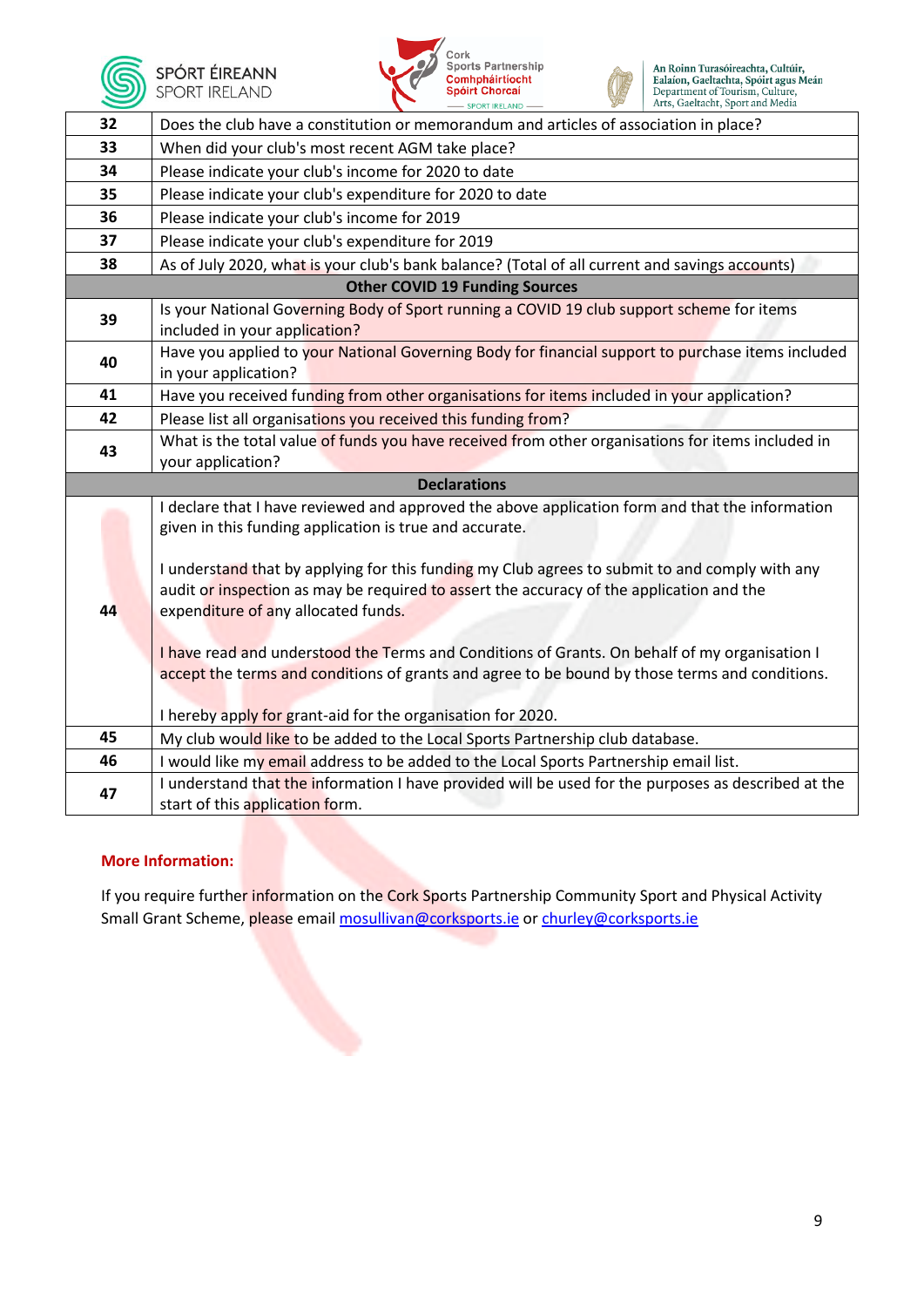| | |
|---|---|
| **32** | Does the club have a constitution or memorandum and articles of association in place? |
| **33** | When did your club's most recent AGM take place? |
| **34** | Please indicate your club's income for 2020 to date |
| **35** | Please indicate your club's expenditure for 2020 to date |
| **36** | Please indicate your club's income for 2019 |
| **37** | Please indicate your club's expenditure for 2019 |
| **38** | As of July 2020, what is your club's bank balance? (Total of all current and savings accounts) |
| **Other COVID 19 Funding Sources** | |
| **39** | Is your National Governing Body of Sport running a COVID 19 club support scheme for items included in your application? |
| **40** | Have you applied to your National Governing Body for financial support to purchase items included in your application? |
| **41** | Have you received funding from other organisations for items included in your application? |
| **42** | Please list all organisations you received this funding from? |
| **43** | What is the total value of funds you have received from other organisations for items included in your application? |
| **Declarations** | |
| **44** | I declare that I have reviewed and approved the above application form and that the information given in this funding application is true and accurate.<br><br>I understand that by applying for this funding my Club agrees to submit to and comply with any audit or inspection as may be required to assert the accuracy of the application and the expenditure of any allocated funds.<br><br>I have read and understood the Terms and Conditions of Grants. On behalf of my organisation I accept the terms and conditions of grants and agree to be bound by those terms and conditions.<br><br>I hereby apply for grant-aid for the organisation for 2020. |
| **45** | My club would like to be added to the Local Sports Partnership club database. |
| **46** | I would like my email address to be added to the Local Sports Partnership email list. |
| **47** | I understand that the information I have provided will be used for the purposes as described at the start of this application form. |

**More Information:**

If you require further information on the Cork Sports Partnership Community Sport and Physical Activity Small Grant Scheme, please email mosullivan@corksports.ie or churley@corksports.ie